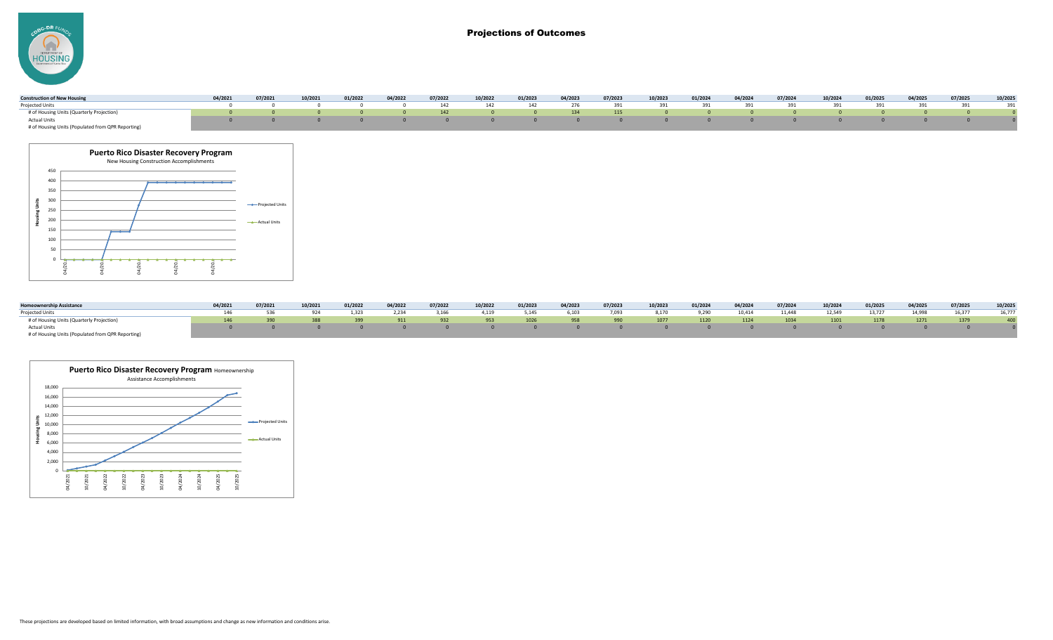# Projections of Outcomes

| Construction of New Housing | 04/2021 | 07/2021 | 10/2021 | 01/2022 | 04/2022 | 07/2022 | 10/2022 | 01/2023 | 04/2023 | 07/2023 | 10/2023 | 01/2024 | 04/2024 | 07/2024 | 10/2024 | 01/2025 | 04/2025 | 07/2025 | 10/2025 |
|---|---|---|---|---|---|---|---|---|---|---|---|---|---|---|---|---|---|---|---|
| Projected Units | 0 | 0 | 0 | 0 | 0 | 142 | 142 | 142 | 276 | 391 | 391 | 391 | 391 | 391 | 391 | 391 | 391 | 391 | 391 |
| # of Housing Units (Quarterly Projection) | 0 | 0 | 0 | 0 | 0 | 142 | 0 | 0 | 134 | 115 | 0 | 0 | 0 | 0 | 0 | 0 | 0 | 0 | 0 |
| Actual Units | 0 | 0 | 0 | 0 | 0 | 0 | 0 | 0 | 0 | 0 | 0 | 0 | 0 | 0 | 0 | 0 | 0 | 0 | 0 |
| # of Housing Units (Populated from QPR Reporting) | | | | | | | | | | | | | | | | | | | |

**Puerto Rico Disaster Recovery Program**
New Housing Construction Accomplishments

| Homeownership Assistance | 04/2021 | 07/2021 | 10/2021 | 01/2022 | 04/2022 | 07/2022 | 10/2022 | 01/2023 | 04/2023 | 07/2023 | 10/2023 | 01/2024 | 04/2024 | 07/2024 | 10/2024 | 01/2025 | 04/2025 | 07/2025 | 10/2025 |
|---|---|---|---|---|---|---|---|---|---|---|---|---|---|---|---|---|---|---|---|
| Projected Units | 146 | 536 | 924 | 1,323 | 2,234 | 3,166 | 4,119 | 5,145 | 6,103 | 7,093 | 8,170 | 9,290 | 10,414 | 11,448 | 12,549 | 13,727 | 14,998 | 16,377 | 16,777 |
| # of Housing Units (Quarterly Projection) | 146 | 390 | 388 | 399 | 911 | 932 | 953 | 1026 | 958 | 990 | 1077 | 1120 | 1124 | 1034 | 1101 | 1178 | 1271 | 1379 | 400 |
| Actual Units | 0 | 0 | 0 | 0 | 0 | 0 | 0 | 0 | 0 | 0 | 0 | 0 | 0 | 0 | 0 | 0 | 0 | 0 | 0 |
| # of Housing Units (Populated from QPR Reporting) | | | | | | | | | | | | | | | | | | | |

**Puerto Rico Disaster Recovery Program** Homeownership Assistance Accomplishments

These projections are developed based on limited information, with broad assumptions and change as new information and conditions arise.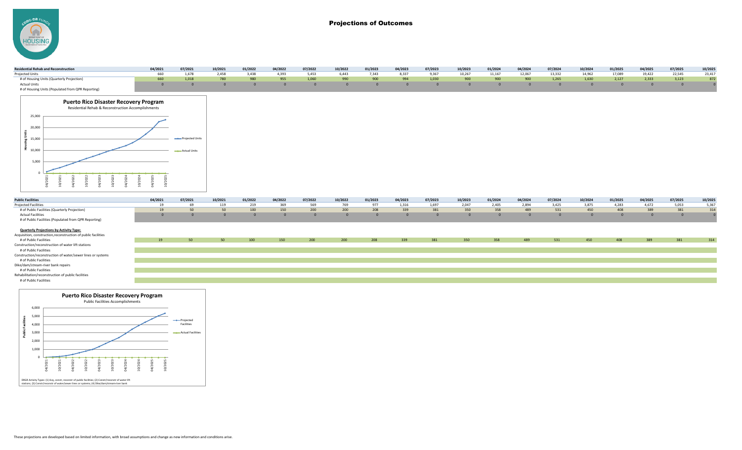# Projections of Outcomes

| Residential Rehab and Reconstruction | 04/2021 | 07/2021 | 10/2021 | 01/2022 | 04/2022 | 07/2022 | 10/2022 | 01/2023 | 04/2023 | 07/2023 | 10/2023 | 01/2024 | 04/2024 | 07/2024 | 10/2024 | 01/2025 | 04/2025 | 07/2025 | 10/2025 |
|---|---|---|---|---|---|---|---|---|---|---|---|---|---|---|---|---|---|---|---|
| Projected Units | 660 | 1,678 | 2,458 | 3,438 | 4,393 | 5,453 | 6,443 | 7,343 | 8,337 | 9,367 | 10,267 | 11,167 | 12,067 | 13,332 | 14,962 | 17,089 | 19,422 | 22,545 | 23,417 |
| # of Housing Units (Quarterly Projection) | 660 | 1,018 | 780 | 980 | 955 | 1,060 | 990 | 900 | 994 | 1,030 | 900 | 900 | 900 | 1,265 | 1,630 | 2,127 | 2,333 | 3,123 | 872 |
| Actual Units | 0 | 0 | 0 | 0 | 0 | 0 | 0 | 0 | 0 | 0 | 0 | 0 | 0 | 0 | 0 | 0 | 0 | 0 | 0 |
| # of Housing Units (Populated from QPR Reporting) | | | | | | | | | | | | | | | | | | | |

**Puerto Rico Disaster Recovery Program**
Residential Rehab & Reconstruction Accomplishments

| Public Facilities | 04/2021 | 07/2021 | 10/2021 | 01/2022 | 04/2022 | 07/2022 | 10/2022 | 01/2023 | 04/2023 | 07/2023 | 10/2023 | 01/2024 | 04/2024 | 07/2024 | 10/2024 | 01/2025 | 04/2025 | 07/2025 | 10/2025 |
|---|---|---|---|---|---|---|---|---|---|---|---|---|---|---|---|---|---|---|---|
| Projected Facilities | 19 | 69 | 119 | 219 | 369 | 569 | 769 | 977 | 1,316 | 1,697 | 2,047 | 2,405 | 2,894 | 3,425 | 3,875 | 4,283 | 4,672 | 5,053 | 5,367 |
| # of Public Facilities (Quarterly Projection) | 19 | 50 | 50 | 100 | 150 | 200 | 200 | 208 | 339 | 381 | 350 | 358 | 489 | 531 | 450 | 408 | 389 | 381 | 314 |
| Actual Facilities | 0 | 0 | 0 | 0 | 0 | 0 | 0 | 0 | 0 | 0 | 0 | 0 | 0 | 0 | 0 | 0 | 0 | 0 | 0 |
| # of Public Facilities (Populated from QPR Reporting) | | | | | | | | | | | | | | | | | | | |
| **Quarterly Projections by Activity Type:** | | | | | | | | | | | | | | | | | | | |
| Acquisition, construction,reconstruction of public facilities | | | | | | | | | | | | | | | | | | | |
| # of Public Facilities | 19 | 50 | 50 | 100 | 150 | 200 | 200 | 208 | 339 | 381 | 350 | 358 | 489 | 531 | 450 | 408 | 389 | 381 | 314 |
| Construction/reconstruction of water lift stations | | | | | | | | | | | | | | | | | | | |
| # of Public Facilities | | | | | | | | | | | | | | | | | | | |
| Construction/reconstruction of water/sewer lines or systems | | | | | | | | | | | | | | | | | | | |
| # of Public Facilities | | | | | | | | | | | | | | | | | | | |
| Dike/dam/stream-river bank repairs | | | | | | | | | | | | | | | | | | | |
| # of Public Facilities | | | | | | | | | | | | | | | | | | | |
| Rehabilitation/reconstruction of public facilities | | | | | | | | | | | | | | | | | | | |
| # of Public Facilities | | | | | | | | | | | | | | | | | | | |

**Puerto Rico Disaster Recovery Program**
Public Facilities Accomplishments

DRGR Activity Types: (1) Acq, constr, reconstr of public facilities; (2) Constr/reconstr of water lift stations; (3) Constr/reconstr of water/sewer lines or systems; (4) Dike/dam/stream-river bank

These projections are developed based on limited information, with broad assumptions and change as new information and conditions arise.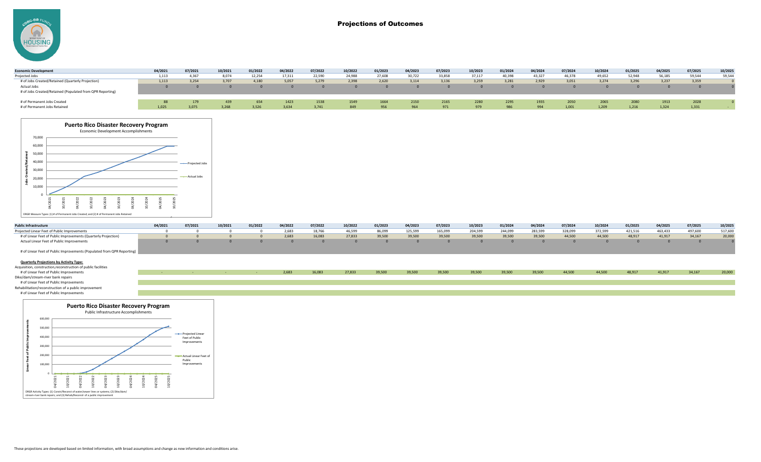# Projections of Outcomes

| Economic Development | 04/2021 | 07/2021 | 10/2021 | 01/2022 | 04/2022 | 07/2022 | 10/2022 | 01/2023 | 04/2023 | 07/2023 | 10/2023 | 01/2024 | 04/2024 | 07/2024 | 10/2024 | 01/2025 | 04/2025 | 07/2025 | 10/2025 |
|---|---|---|---|---|---|---|---|---|---|---|---|---|---|---|---|---|---|---|---|
| Projected Jobs | 1,113 | 4,367 | 8,074 | 12,254 | 17,311 | 22,590 | 24,988 | 27,608 | 30,722 | 33,858 | 37,117 | 40,398 | 43,327 | 46,378 | 49,652 | 52,948 | 56,185 | 59,544 | 59,544 |
| # of Jobs Created/Retained (Quarterly Projection) | 1,113 | 3,254 | 3,707 | 4,180 | 5,057 | 5,279 | 2,398 | 2,620 | 3,114 | 3,136 | 3,259 | 3,281 | 2,929 | 3,051 | 3,274 | 3,296 | 3,237 | 3,359 | 0 |
| Actual Jobs | 0 | 0 | 0 | 0 | 0 | 0 | 0 | 0 | 0 | 0 | 0 | 0 | 0 | 0 | 0 | 0 | 0 | 0 | 0 |
| # of Jobs Created/Retained (Populated from QPR Reporting) | | | | | | | | | | | | | | | | | | | |
| | | | | | | | | | | | | | | | | | | | |
| # of Permanent Jobs Created | 88 | 179 | 439 | 654 | 1423 | 1538 | 1549 | 1664 | 2150 | 2165 | 2280 | 2295 | 1935 | 2050 | 2065 | 2080 | 1913 | 2028 | 0 |
| # of Permanent Jobs Retained | 1,025 | 3,075 | 3,268 | 3,526 | 3,634 | 3,741 | 849 | 956 | 964 | 971 | 979 | 986 | 994 | 1,001 | 1,209 | 1,216 | 1,324 | 1,331 | - |

Puerto Rico Disaster Recovery Program
Economic Development Accomplishments
Jobs Created/Retained
70,000
60,000
50,000
40,000
30,000
20,000
10,000
0
04/2021
10/2021
04/2022
10/2022
04/2023
10/2023
04/2024
10/2024
04/2025
10/2025
Projected Jobs
Actual Jobs
DRGR Measure Types: (1) # of Permanent Jobs Created; and (2) # of Permanent Jobs Retained

| Public Infrastructure | 04/2021 | 07/2021 | 10/2021 | 01/2022 | 04/2022 | 07/2022 | 10/2022 | 01/2023 | 04/2023 | 07/2023 | 10/2023 | 01/2024 | 04/2024 | 07/2024 | 10/2024 | 01/2025 | 04/2025 | 07/2025 | 10/2025 |
|---|---|---|---|---|---|---|---|---|---|---|---|---|---|---|---|---|---|---|---|
| Projected Linear Feet of Public Improvements | 0 | 0 | 0 | 0 | 2,683 | 18,766 | 46,599 | 86,099 | 125,599 | 165,099 | 204,599 | 244,099 | 283,599 | 328,099 | 372,599 | 421,516 | 463,433 | 497,600 | 517,600 |
| # of Linear Feet of Public Improvements (Quarterly Projection) | 0 | 0 | 0 | 0 | 2,683 | 16,083 | 27,833 | 39,500 | 39,500 | 39,500 | 39,500 | 39,500 | 39,500 | 44,500 | 44,500 | 48,917 | 41,917 | 34,167 | 20,000 |
| Actual Linear Feet of Public Improvements | 0 | 0 | 0 | 0 | 0 | 0 | 0 | 0 | 0 | 0 | 0 | 0 | 0 | 0 | 0 | 0 | 0 | 0 | 0 |
| # of Linear Feet of Public Improvements (Populated from QPR Reporting) | | | | | | | | | | | | | | | | | | | |
| **Quarterly Projections by Activity Type:** | | | | | | | | | | | | | | | | | | | |
| Acquisition, construction,reconstruction of public facilities | | | | | | | | | | | | | | | | | | | |
| # of Linear Feet of Public Improvements | - | - | - | - | 2,683 | 16,083 | 27,833 | 39,500 | 39,500 | 39,500 | 39,500 | 39,500 | 39,500 | 44,500 | 44,500 | 48,917 | 41,917 | 34,167 | 20,000 |
| Dike/dam/stream-river bank repairs | | | | | | | | | | | | | | | | | | | |
| # of Linear Feet of Public Improvements | | | | | | | | | | | | | | | | | | | |
| Rehabilitation/reconstruction of a public improvement | | | | | | | | | | | | | | | | | | | |
| # of Linear Feet of Public Improvements | | | | | | | | | | | | | | | | | | | |

Puerto Rico Disaster Recovery Program
Public Infrastructure Accomplishments
Linear Feet of Public Improvements
600,000
500,000
400,000
300,000
200,000
100,000
0
04/2021
10/2021
04/2022
10/2022
04/2023
10/2023
04/2024
10/2024
04/2025
10/2025
Projected Linear Feet of Public Improvements
Actual Linear Feet of Public Improvements
DRGR Activity Types: (1) Constr/Reconst of water/sewer lines or systems; (2) Dike/dam/stream-river bank repairs; and (3) Rehab/Reconstr. of a public improvement

These projections are developed based on limited information, with broad assumptions and change as new information and conditions arise.